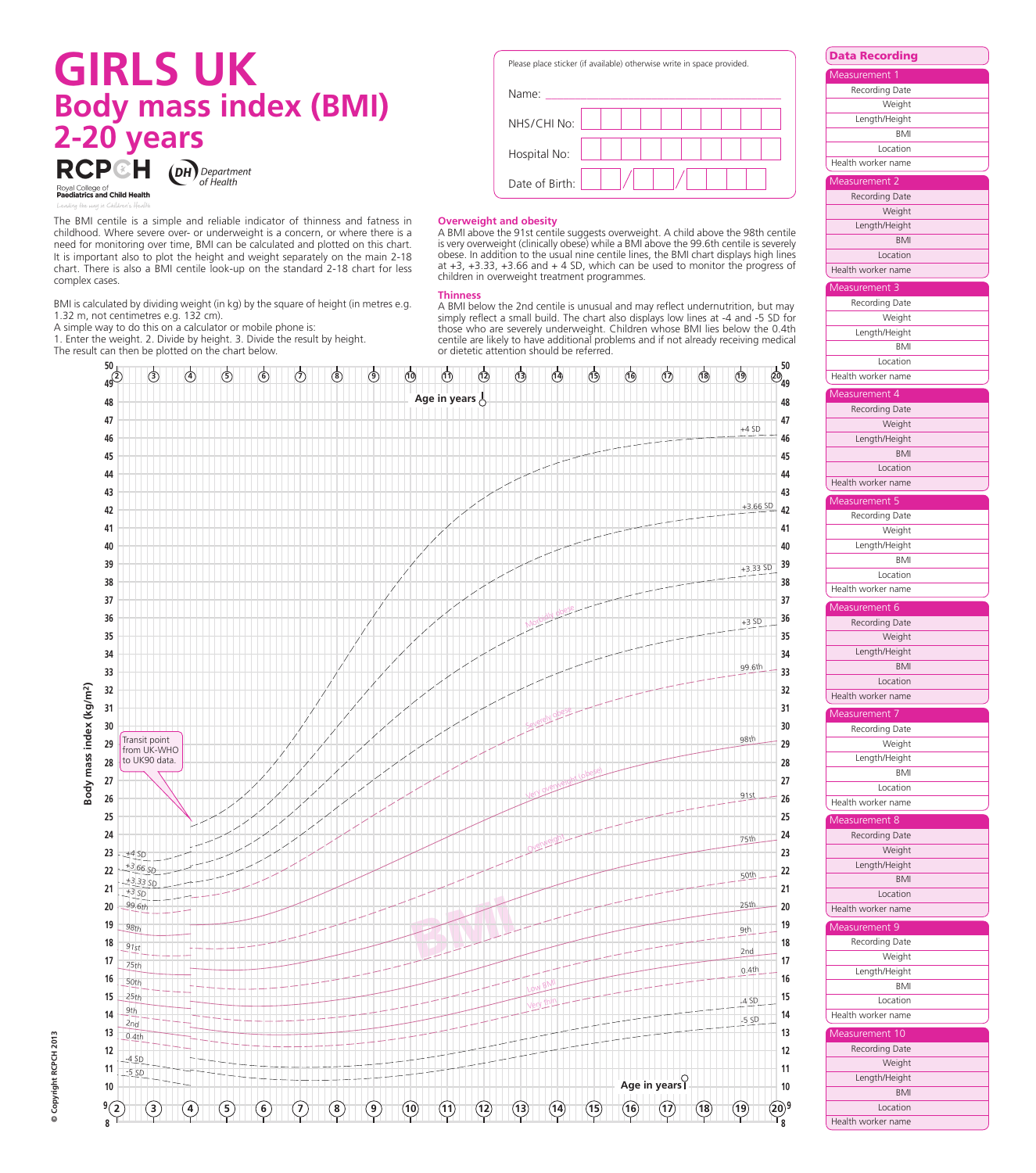# GIRLS UK

## Body mass index (BMI) 2-20 years

RCPCH — Royal College of Paediatrics and Child Health — Leading the way in Children's Health

DH Department of Health

Please place sticker (if available) otherwise write in space provided.

Name: ______________________

NHS/CHI No: ____

Hospital No: ____

Date of Birth: __ / __ / __

The BMI centile is a simple and reliable indicator of thinness and fatness in childhood. Where severe over- or underweight is a concern, or where there is a need for monitoring over time, BMI can be calculated and plotted on this chart. It is important also to plot the height and weight separately on the main 2-18 chart. There is also a BMI centile look-up on the standard 2-18 chart for less complex cases.

BMI is calculated by dividing weight (in kg) by the square of height (in metres e.g. 1.32 m, not centimetres e.g. 132 cm).
A simple way to do this on a calculator or mobile phone is:
1. Enter the weight. 2. Divide by height. 3. Divide the result by height.
The result can then be plotted on the chart below.

### Overweight and obesity

A BMI above the 91st centile suggests overweight. A child above the 98th centile is very overweight (clinically obese) while a BMI above the 99.6th centile is severely obese. In addition to the usual nine centile lines, the BMI chart displays high lines at +3, +3.33, +3.66 and + 4 SD, which can be used to monitor the progress of children in overweight treatment programmes.

### Thinness

A BMI below the 2nd centile is unusual and may reflect undernutrition, but may simply reflect a small build. The chart also displays low lines at -4 and -5 SD for those who are severely underweight. Children whose BMI lies below the 0.4th centile are likely to have additional problems and if not already receiving medical or dietetic attention should be referred.

Body mass index (kg/m²) — Age in years (2–20)

Centile lines: +4 SD, +3.66 SD, +3.33 SD, +3 SD, 99.6th, 98th, 91st, 75th, 50th, 25th, 9th, 2nd, 0.4th, -4 SD, -5 SD

Bands: Morbidly obese, Severely obese, Very overweight (obese), Overweight, Low BMI, Very thin

Transit point from UK-WHO to UK90 data.

© Copyright RCPCH 2013

## Data Recording

| Measurement 1 | |
|---|---|
| Recording Date | |
| Weight | |
| Length/Height | |
| BMI | |
| Location | |
| Health worker name | |

| Measurement 2 | |
|---|---|
| Recording Date | |
| Weight | |
| Length/Height | |
| BMI | |
| Location | |
| Health worker name | |

| Measurement 3 | |
|---|---|
| Recording Date | |
| Weight | |
| Length/Height | |
| BMI | |
| Location | |
| Health worker name | |

| Measurement 4 | |
|---|---|
| Recording Date | |
| Weight | |
| Length/Height | |
| BMI | |
| Location | |
| Health worker name | |

| Measurement 5 | |
|---|---|
| Recording Date | |
| Weight | |
| Length/Height | |
| BMI | |
| Location | |
| Health worker name | |

| Measurement 6 | |
|---|---|
| Recording Date | |
| Weight | |
| Length/Height | |
| BMI | |
| Location | |
| Health worker name | |

| Measurement 7 | |
|---|---|
| Recording Date | |
| Weight | |
| Length/Height | |
| BMI | |
| Location | |
| Health worker name | |

| Measurement 8 | |
|---|---|
| Recording Date | |
| Weight | |
| Length/Height | |
| BMI | |
| Location | |
| Health worker name | |

| Measurement 9 | |
|---|---|
| Recording Date | |
| Weight | |
| Length/Height | |
| BMI | |
| Location | |
| Health worker name | |

| Measurement 10 | |
|---|---|
| Recording Date | |
| Weight | |
| Length/Height | |
| BMI | |
| Location | |
| Health worker name | |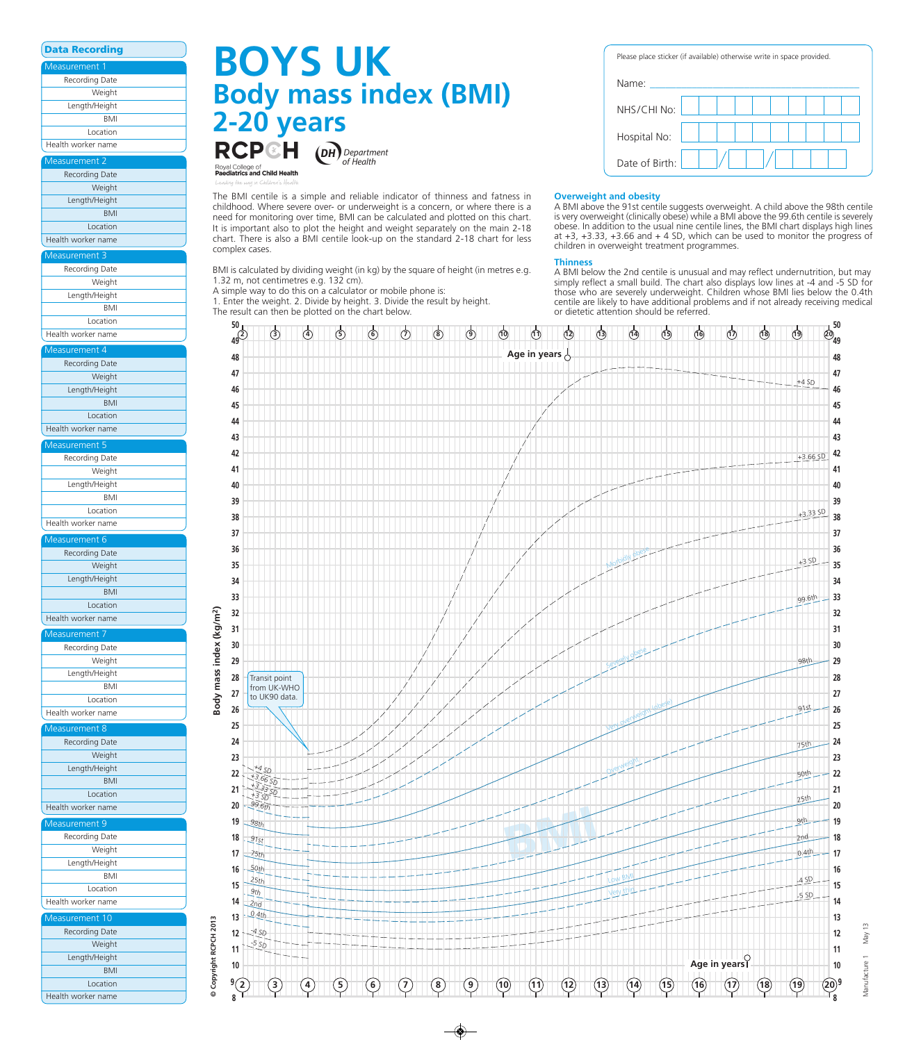## Data Recording

| Measurement 1 | |
|---|---|
| Recording Date | |
| Weight | |
| Length/Height | |
| BMI | |
| Location | |
| Health worker name | |

| Measurement 2 | |
|---|---|
| Recording Date | |
| Weight | |
| Length/Height | |
| BMI | |
| Location | |
| Health worker name | |

| Measurement 3 | |
|---|---|
| Recording Date | |
| Weight | |
| Length/Height | |
| BMI | |
| Location | |
| Health worker name | |

| Measurement 4 | |
|---|---|
| Recording Date | |
| Weight | |
| Length/Height | |
| BMI | |
| Location | |
| Health worker name | |

| Measurement 5 | |
|---|---|
| Recording Date | |
| Weight | |
| Length/Height | |
| BMI | |
| Location | |
| Health worker name | |

| Measurement 6 | |
|---|---|
| Recording Date | |
| Weight | |
| Length/Height | |
| BMI | |
| Location | |
| Health worker name | |

| Measurement 7 | |
|---|---|
| Recording Date | |
| Weight | |
| Length/Height | |
| BMI | |
| Location | |
| Health worker name | |

| Measurement 8 | |
|---|---|
| Recording Date | |
| Weight | |
| Length/Height | |
| BMI | |
| Location | |
| Health worker name | |

| Measurement 9 | |
|---|---|
| Recording Date | |
| Weight | |
| Length/Height | |
| BMI | |
| Location | |
| Health worker name | |

| Measurement 10 | |
|---|---|
| Recording Date | |
| Weight | |
| Length/Height | |
| BMI | |
| Location | |
| Health worker name | |

# BOYS UK
## Body mass index (BMI) 2-20 years

RCPCH Royal College of Paediatrics and Child Health — Leading the way in Children's Health

DH Department of Health

Please place sticker (if available) otherwise write in space provided.

Name:

NHS/CHI No:

Hospital No:

Date of Birth: / /

The BMI centile is a simple and reliable indicator of thinness and fatness in childhood. Where severe over- or underweight is a concern, or where there is a need for monitoring over time, BMI can be calculated and plotted on this chart. It is important also to plot the height and weight separately on the main 2-18 chart. There is also a BMI centile look-up on the standard 2-18 chart for less complex cases.

BMI is calculated by dividing weight (in kg) by the square of height (in metres e.g. 1.32 m, not centimetres e.g. 132 cm).
A simple way to do this on a calculator or mobile phone is:
1. Enter the weight. 2. Divide by height. 3. Divide the result by height.
The result can then be plotted on the chart below.

### Overweight and obesity

A BMI above the 91st centile suggests overweight. A child above the 98th centile is very overweight (clinically obese) while a BMI above the 99.6th centile is severely obese. In addition to the usual nine centile lines, the BMI chart displays high lines at +3, +3.33, +3.66 and + 4 SD, which can be used to monitor the progress of children in overweight treatment programmes.

### Thinness

A BMI below the 2nd centile is unusual and may reflect undernutrition, but may simply reflect a small build. The chart also displays low lines at -4 and -5 SD for those who are severely underweight. Children whose BMI lies below the 0.4th centile are likely to have additional problems and if not already receiving medical or dietetic attention should be referred.

Age in years
Body mass index (kg/m²)
Transit point from UK-WHO to UK90 data.
+4 SD
+3.66 SD
+3.33 SD
+3 SD
99.6th
98th
91st
75th
50th
25th
9th
2nd
0.4th
-4 SD
-5 SD
Morbidly obese
Severely obese
Very overweight/obese
Overweight
Low BMI
Very thin
BMI

© Copyright RCPCH 2013

Manufacture 1 May 13